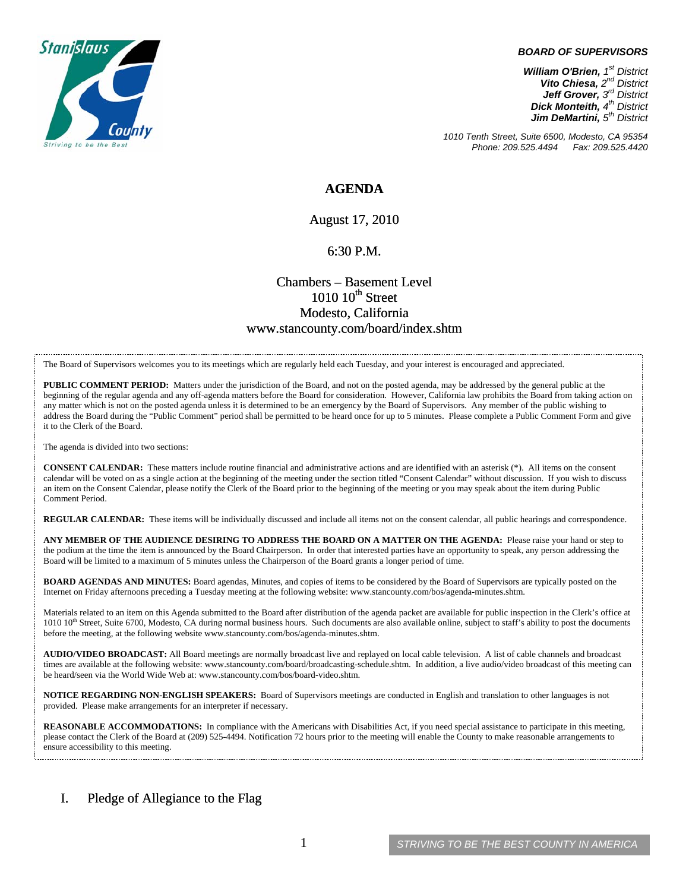Stanislaus County
*Striving to be the Best*

***BOARD OF SUPERVISORS***

***William O'Brien,** 1st District*
***Vito Chiesa,** 2nd District*
***Jeff Grover,** 3rd District*
***Dick Monteith,** 4th District*
***Jim DeMartini,** 5th District*

*1010 Tenth Street, Suite 6500, Modesto, CA 95354*
*Phone: 209.525.4494 Fax: 209.525.4420*

# AGENDA

August 17, 2010

6:30 P.M.

Chambers – Basement Level
1010 10th Street
Modesto, California
www.stancounty.com/board/index.shtm

The Board of Supervisors welcomes you to its meetings which are regularly held each Tuesday, and your interest is encouraged and appreciated.

**PUBLIC COMMENT PERIOD:** Matters under the jurisdiction of the Board, and not on the posted agenda, may be addressed by the general public at the beginning of the regular agenda and any off-agenda matters before the Board for consideration. However, California law prohibits the Board from taking action on any matter which is not on the posted agenda unless it is determined to be an emergency by the Board of Supervisors. Any member of the public wishing to address the Board during the "Public Comment" period shall be permitted to be heard once for up to 5 minutes. Please complete a Public Comment Form and give it to the Clerk of the Board.

The agenda is divided into two sections:

**CONSENT CALENDAR:** These matters include routine financial and administrative actions and are identified with an asterisk (*). All items on the consent calendar will be voted on as a single action at the beginning of the meeting under the section titled "Consent Calendar" without discussion. If you wish to discuss an item on the Consent Calendar, please notify the Clerk of the Board prior to the beginning of the meeting or you may speak about the item during Public Comment Period.

**REGULAR CALENDAR:** These items will be individually discussed and include all items not on the consent calendar, all public hearings and correspondence.

**ANY MEMBER OF THE AUDIENCE DESIRING TO ADDRESS THE BOARD ON A MATTER ON THE AGENDA:** Please raise your hand or step to the podium at the time the item is announced by the Board Chairperson. In order that interested parties have an opportunity to speak, any person addressing the Board will be limited to a maximum of 5 minutes unless the Chairperson of the Board grants a longer period of time.

**BOARD AGENDAS AND MINUTES:** Board agendas, Minutes, and copies of items to be considered by the Board of Supervisors are typically posted on the Internet on Friday afternoons preceding a Tuesday meeting at the following website: www.stancounty.com/bos/agenda-minutes.shtm.

Materials related to an item on this Agenda submitted to the Board after distribution of the agenda packet are available for public inspection in the Clerk's office at 1010 10th Street, Suite 6700, Modesto, CA during normal business hours. Such documents are also available online, subject to staff's ability to post the documents before the meeting, at the following website www.stancounty.com/bos/agenda-minutes.shtm.

**AUDIO/VIDEO BROADCAST:** All Board meetings are normally broadcast live and replayed on local cable television. A list of cable channels and broadcast times are available at the following website: www.stancounty.com/board/broadcasting-schedule.shtm. In addition, a live audio/video broadcast of this meeting can be heard/seen via the World Wide Web at: www.stancounty.com/bos/board-video.shtm.

**NOTICE REGARDING NON-ENGLISH SPEAKERS:** Board of Supervisors meetings are conducted in English and translation to other languages is not provided. Please make arrangements for an interpreter if necessary.

**REASONABLE ACCOMMODATIONS:** In compliance with the Americans with Disabilities Act, if you need special assistance to participate in this meeting, please contact the Clerk of the Board at (209) 525-4494. Notification 72 hours prior to the meeting will enable the County to make reasonable arrangements to ensure accessibility to this meeting.

## I. Pledge of Allegiance to the Flag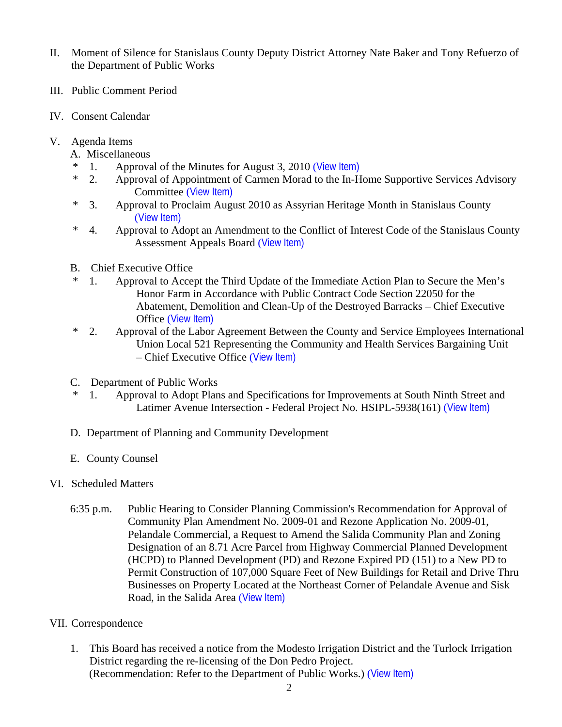II. Moment of Silence for Stanislaus County Deputy District Attorney Nate Baker and Tony Refuerzo of the Department of Public Works

III. Public Comment Period

IV. Consent Calendar

V. Agenda Items

A. Miscellaneous

- \* 1. Approval of the Minutes for August 3, 2010 (View Item)
- \* 2. Approval of Appointment of Carmen Morad to the In-Home Supportive Services Advisory Committee (View Item)
- \* 3. Approval to Proclaim August 2010 as Assyrian Heritage Month in Stanislaus County (View Item)
- \* 4. Approval to Adopt an Amendment to the Conflict of Interest Code of the Stanislaus County Assessment Appeals Board (View Item)

B. Chief Executive Office

- \* 1. Approval to Accept the Third Update of the Immediate Action Plan to Secure the Men's Honor Farm in Accordance with Public Contract Code Section 22050 for the Abatement, Demolition and Clean-Up of the Destroyed Barracks – Chief Executive Office (View Item)
- \* 2. Approval of the Labor Agreement Between the County and Service Employees International Union Local 521 Representing the Community and Health Services Bargaining Unit – Chief Executive Office (View Item)

C. Department of Public Works

- \* 1. Approval to Adopt Plans and Specifications for Improvements at South Ninth Street and Latimer Avenue Intersection - Federal Project No. HSIPL-5938(161) (View Item)

D. Department of Planning and Community Development

E. County Counsel

VI. Scheduled Matters

6:35 p.m. Public Hearing to Consider Planning Commission's Recommendation for Approval of Community Plan Amendment No. 2009-01 and Rezone Application No. 2009-01, Pelandale Commercial, a Request to Amend the Salida Community Plan and Zoning Designation of an 8.71 Acre Parcel from Highway Commercial Planned Development (HCPD) to Planned Development (PD) and Rezone Expired PD (151) to a New PD to Permit Construction of 107,000 Square Feet of New Buildings for Retail and Drive Thru Businesses on Property Located at the Northeast Corner of Pelandale Avenue and Sisk Road, in the Salida Area (View Item)

VII. Correspondence

1. This Board has received a notice from the Modesto Irrigation District and the Turlock Irrigation District regarding the re-licensing of the Don Pedro Project. (Recommendation: Refer to the Department of Public Works.) (View Item)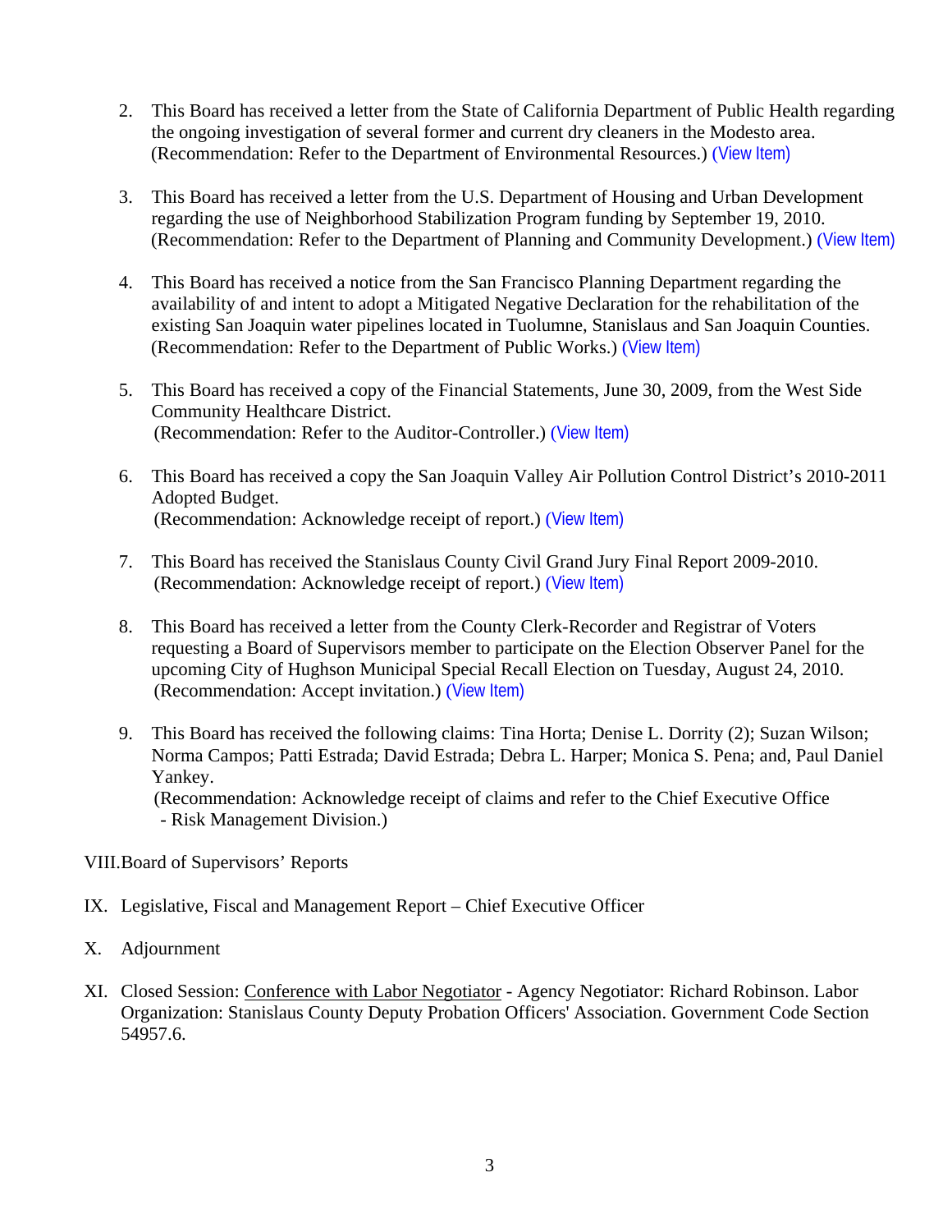2. This Board has received a letter from the State of California Department of Public Health regarding the ongoing investigation of several former and current dry cleaners in the Modesto area. (Recommendation: Refer to the Department of Environmental Resources.) (View Item)

3. This Board has received a letter from the U.S. Department of Housing and Urban Development regarding the use of Neighborhood Stabilization Program funding by September 19, 2010. (Recommendation: Refer to the Department of Planning and Community Development.) (View Item)

4. This Board has received a notice from the San Francisco Planning Department regarding the availability of and intent to adopt a Mitigated Negative Declaration for the rehabilitation of the existing San Joaquin water pipelines located in Tuolumne, Stanislaus and San Joaquin Counties. (Recommendation: Refer to the Department of Public Works.) (View Item)

5. This Board has received a copy of the Financial Statements, June 30, 2009, from the West Side Community Healthcare District.
   (Recommendation: Refer to the Auditor-Controller.) (View Item)

6. This Board has received a copy the San Joaquin Valley Air Pollution Control District's 2010-2011 Adopted Budget.
   (Recommendation: Acknowledge receipt of report.) (View Item)

7. This Board has received the Stanislaus County Civil Grand Jury Final Report 2009-2010.
   (Recommendation: Acknowledge receipt of report.) (View Item)

8. This Board has received a letter from the County Clerk-Recorder and Registrar of Voters requesting a Board of Supervisors member to participate on the Election Observer Panel for the upcoming City of Hughson Municipal Special Recall Election on Tuesday, August 24, 2010.
   (Recommendation: Accept invitation.) (View Item)

9. This Board has received the following claims: Tina Horta; Denise L. Dorrity (2); Suzan Wilson; Norma Campos; Patti Estrada; David Estrada; Debra L. Harper; Monica S. Pena; and, Paul Daniel Yankey.
   (Recommendation: Acknowledge receipt of claims and refer to the Chief Executive Office - Risk Management Division.)

VIII. Board of Supervisors' Reports

IX. Legislative, Fiscal and Management Report – Chief Executive Officer

X. Adjournment

XI. Closed Session: Conference with Labor Negotiator - Agency Negotiator: Richard Robinson. Labor Organization: Stanislaus County Deputy Probation Officers' Association. Government Code Section 54957.6.